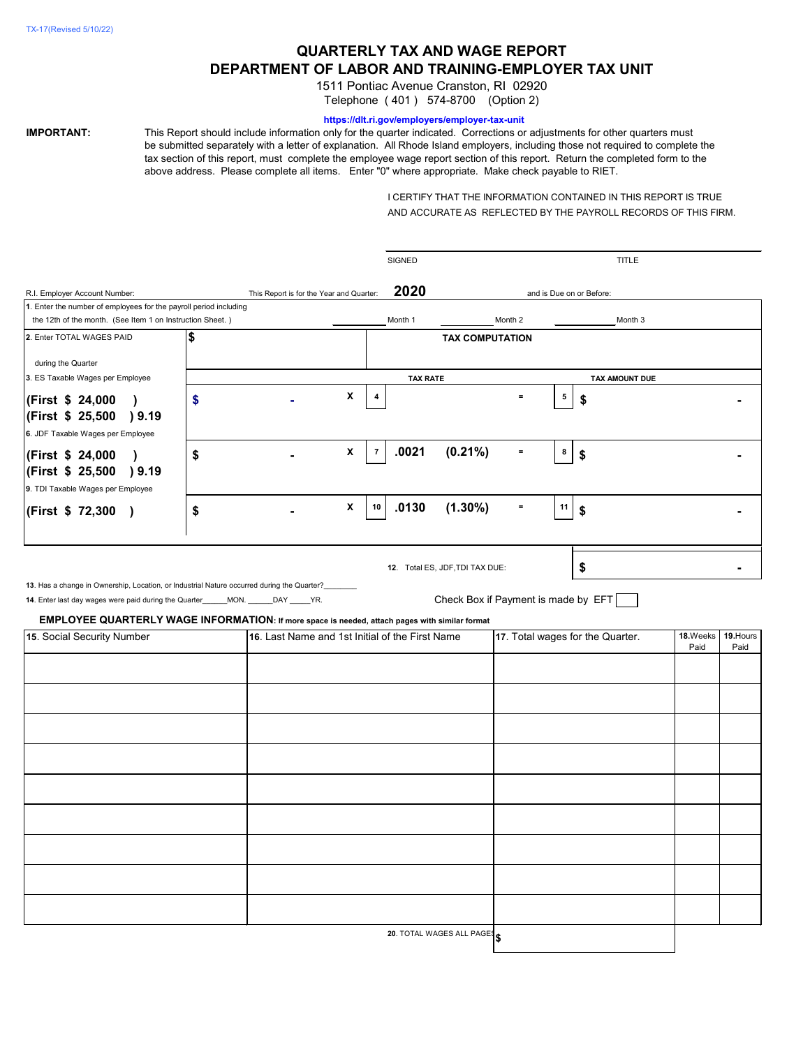TX-17(Revised 5/10/22)

# QUARTERLY TAX AND WAGE REPORT

## DEPARTMENT OF LABOR AND TRAINING-EMPLOYER TAX UNIT

1511 Pontiac Avenue Cranston, RI 02920

Telephone (401) 574-8700 (Option 2)

https://dlt.ri.gov/employers/employer-tax-unit

**IMPORTANT:** This Report should include information only for the quarter indicated. Corrections or adjustments for other quarters must be submitted separately with a letter of explanation. All Rhode Island employers, including those not required to complete the tax section of this report, must complete the employee wage report section of this report. Return the completed form to the above address. Please complete all items. Enter "0" where appropriate. Make check payable to RIET.

I CERTIFY THAT THE INFORMATION CONTAINED IN THIS REPORT IS TRUE AND ACCURATE AS REFLECTED BY THE PAYROLL RECORDS OF THIS FIRM.

SIGNED ______________________ TITLE ______________________

R.I. Employer Account Number: ______ This Report is for the Year and Quarter: **2020** and is Due on or Before: ______

1. Enter the number of employees for the payroll period including the 12th of the month. (See Item 1 on Instruction Sheet.) ______ Month 1 ______ Month 2 ______ Month 3

2. Enter TOTAL WAGES PAID during the Quarter **$**

**TAX COMPUTATION**

| | | | TAX RATE | | TAX AMOUNT DUE |
|---|---|---|---|---|---|
| 3. ES Taxable Wages per Employee **(First $ 24,000 ) (First $ 25,500 ) 9.19** | $ - | X | 4 | = | 5 $ - |
| 6. JDF Taxable Wages per Employee **(First $ 24,000 ) (First $ 25,500 ) 9.19** | $ - | X | 7 **.0021 (0.21%)** | = | 8 $ - |
| 9. TDI Taxable Wages per Employee **(First $ 72,300 )** | $ - | X | 10 **.0130 (1.30%)** | = | 11 $ - |

12. Total ES, JDF,TDI TAX DUE: **$ -**

13. Has a change in Ownership, Location, or Industrial Nature occurred during the Quarter?________

14. Enter last day wages were paid during the Quarter______MON. ______DAY _____YR.

Check Box if Payment is made by EFT ☐

**EMPLOYEE QUARTERLY WAGE INFORMATION**: **If more space is needed, attach pages with similar format**

| 15. Social Security Number | 16. Last Name and 1st Initial of the First Name | 17. Total wages for the Quarter. | 18. Weeks Paid | 19. Hours Paid |
|---|---|---|---|---|
| | | | | |
| | | | | |
| | | | | |
| | | | | |
| | | | | |
| | | | | |
| | | | | |
| | | | | |
| | | | | |
| | 20. TOTAL WAGES ALL PAGES | $ | | |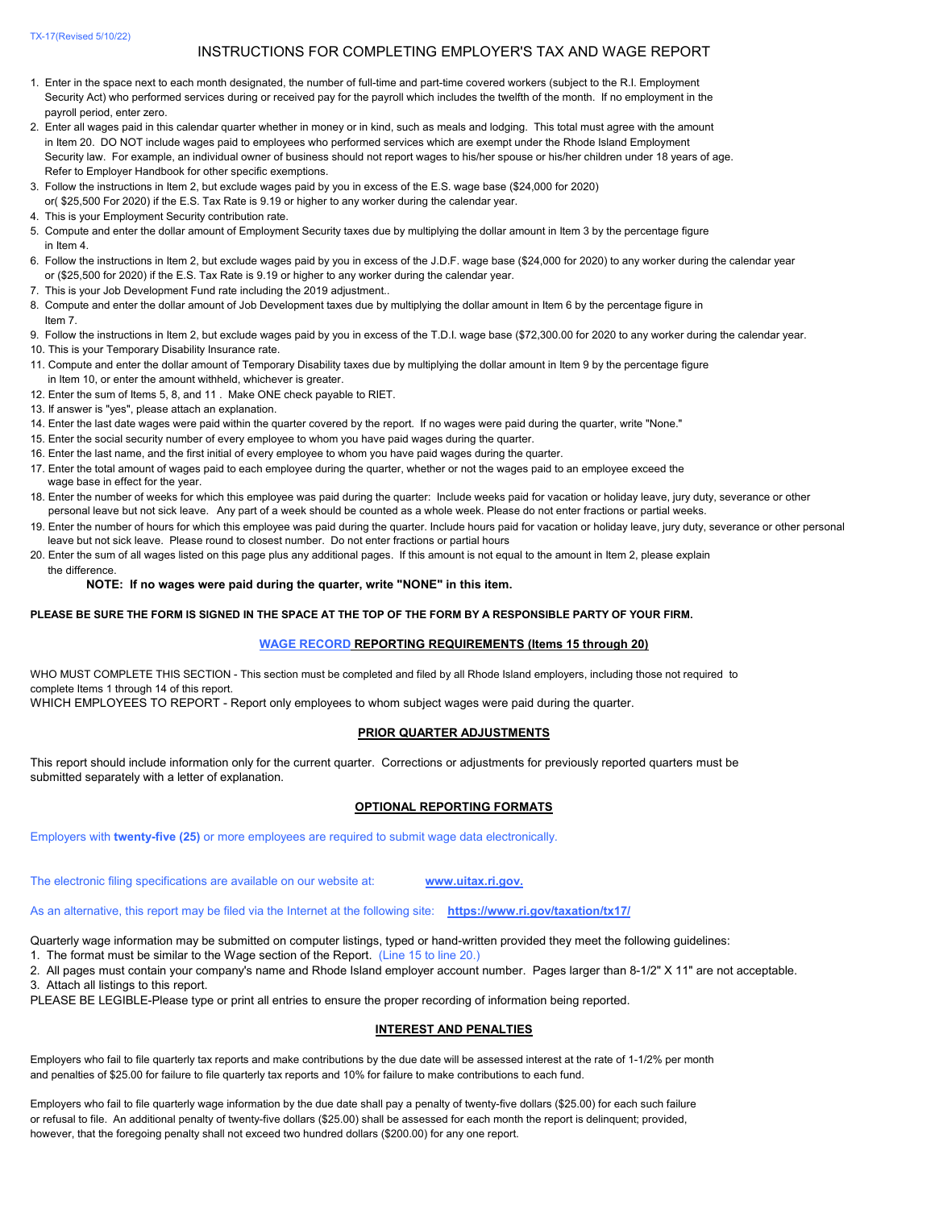TX-17(Revised 5/10/22)

# INSTRUCTIONS FOR COMPLETING EMPLOYER'S TAX AND WAGE REPORT

1. Enter in the space next to each month designated, the number of full-time and part-time covered workers (subject to the R.I. Employment Security Act) who performed services during or received pay for the payroll which includes the twelfth of the month. If no employment in the payroll period, enter zero.
2. Enter all wages paid in this calendar quarter whether in money or in kind, such as meals and lodging. This total must agree with the amount in Item 20. DO NOT include wages paid to employees who performed services which are exempt under the Rhode Island Employment Security law. For example, an individual owner of business should not report wages to his/her spouse or his/her children under 18 years of age. Refer to Employer Handbook for other specific exemptions.
3. Follow the instructions in Item 2, but exclude wages paid by you in excess of the E.S. wage base ($24,000 for 2020) or( $25,500 For 2020) if the E.S. Tax Rate is 9.19 or higher to any worker during the calendar year.
4. This is your Employment Security contribution rate.
5. Compute and enter the dollar amount of Employment Security taxes due by multiplying the dollar amount in Item 3 by the percentage figure in Item 4.
6. Follow the instructions in Item 2, but exclude wages paid by you in excess of the J.D.F. wage base ($24,000 for 2020) to any worker during the calendar year or ($25,500 for 2020) if the E.S. Tax Rate is 9.19 or higher to any worker during the calendar year.
7. This is your Job Development Fund rate including the 2019 adjustment..
8. Compute and enter the dollar amount of Job Development taxes due by multiplying the dollar amount in Item 6 by the percentage figure in Item 7.
9. Follow the instructions in Item 2, but exclude wages paid by you in excess of the T.D.I. wage base ($72,300.00 for 2020 to any worker during the calendar year.
10. This is your Temporary Disability Insurance rate.
11. Compute and enter the dollar amount of Temporary Disability taxes due by multiplying the dollar amount in Item 9 by the percentage figure in Item 10, or enter the amount withheld, whichever is greater.
12. Enter the sum of Items 5, 8, and 11 . Make ONE check payable to RIET.
13. If answer is "yes", please attach an explanation.
14. Enter the last date wages were paid within the quarter covered by the report. If no wages were paid during the quarter, write "None."
15. Enter the social security number of every employee to whom you have paid wages during the quarter.
16. Enter the last name, and the first initial of every employee to whom you have paid wages during the quarter.
17. Enter the total amount of wages paid to each employee during the quarter, whether or not the wages paid to an employee exceed the wage base in effect for the year.
18. Enter the number of weeks for which this employee was paid during the quarter: Include weeks paid for vacation or holiday leave, jury duty, severance or other personal leave but not sick leave. Any part of a week should be counted as a whole week. Please do not enter fractions or partial weeks.
19. Enter the number of hours for which this employee was paid during the quarter. Include hours paid for vacation or holiday leave, jury duty, severance or other personal leave but not sick leave. Please round to closest number. Do not enter fractions or partial hours
20. Enter the sum of all wages listed on this page plus any additional pages. If this amount is not equal to the amount in Item 2, please explain the difference.

**NOTE: If no wages were paid during the quarter, write "NONE" in this item.**

**PLEASE BE SURE THE FORM IS SIGNED IN THE SPACE AT THE TOP OF THE FORM BY A RESPONSIBLE PARTY OF YOUR FIRM.**

## WAGE RECORD REPORTING REQUIREMENTS (Items 15 through 20)

WHO MUST COMPLETE THIS SECTION - This section must be completed and filed by all Rhode Island employers, including those not required to complete Items 1 through 14 of this report.

WHICH EMPLOYEES TO REPORT - Report only employees to whom subject wages were paid during the quarter.

## PRIOR QUARTER ADJUSTMENTS

This report should include information only for the current quarter. Corrections or adjustments for previously reported quarters must be submitted separately with a letter of explanation.

## OPTIONAL REPORTING FORMATS

Employers with **twenty-five (25)** or more employees are required to submit wage data electronically.

The electronic filing specifications are available on our website at: **www.uitax.ri.gov.**

As an alternative, this report may be filed via the Internet at the following site: **https://www.ri.gov/taxation/tx17/**

Quarterly wage information may be submitted on computer listings, typed or hand-written provided they meet the following guidelines:

1. The format must be similar to the Wage section of the Report. (Line 15 to line 20.)
2. All pages must contain your company's name and Rhode Island employer account number. Pages larger than 8-1/2" X 11" are not acceptable.
3. Attach all listings to this report.

PLEASE BE LEGIBLE-Please type or print all entries to ensure the proper recording of information being reported.

## INTEREST AND PENALTIES

Employers who fail to file quarterly tax reports and make contributions by the due date will be assessed interest at the rate of 1-1/2% per month and penalties of $25.00 for failure to file quarterly tax reports and 10% for failure to make contributions to each fund.

Employers who fail to file quarterly wage information by the due date shall pay a penalty of twenty-five dollars ($25.00) for each such failure or refusal to file. An additional penalty of twenty-five dollars ($25.00) shall be assessed for each month the report is delinquent; provided, however, that the foregoing penalty shall not exceed two hundred dollars ($200.00) for any one report.